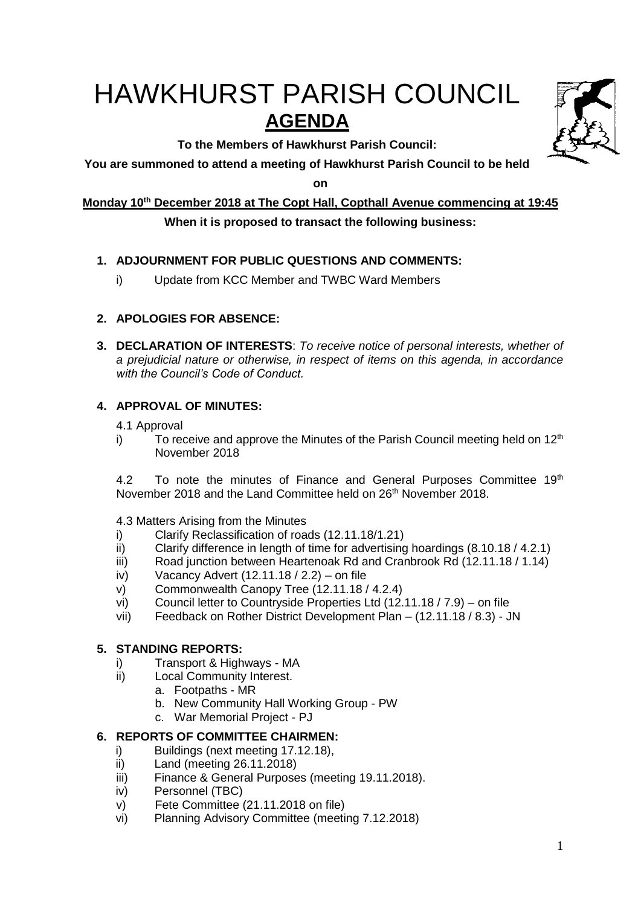# HAWKHURST PARISH COUNCIL

## AGENDA

**To the Members of Hawkhurst Parish Council:**

**You are summoned to attend a meeting of Hawkhurst Parish Council to be held on**

**Monday 10th December 2018 at The Copt Hall, Copthall Avenue commencing at 19:45**

**When it is proposed to transact the following business:**

1. **ADJOURNMENT FOR PUBLIC QUESTIONS AND COMMENTS:**
   i) Update from KCC Member and TWBC Ward Members

2. **APOLOGIES FOR ABSENCE:**

3. **DECLARATION OF INTERESTS**: *To receive notice of personal interests, whether of a prejudicial nature or otherwise, in respect of items on this agenda, in accordance with the Council's Code of Conduct.*

4. **APPROVAL OF MINUTES:**

   4.1 Approval
   i) To receive and approve the Minutes of the Parish Council meeting held on 12th November 2018

   4.2 To note the minutes of Finance and General Purposes Committee 19th November 2018 and the Land Committee held on 26th November 2018.

   4.3 Matters Arising from the Minutes
   i) Clarify Reclassification of roads (12.11.18/1.21)
   ii) Clarify difference in length of time for advertising hoardings (8.10.18 / 4.2.1)
   iii) Road junction between Heartenoak Rd and Cranbrook Rd (12.11.18 / 1.14)
   iv) Vacancy Advert (12.11.18 / 2.2) – on file
   v) Commonwealth Canopy Tree (12.11.18 / 4.2.4)
   vi) Council letter to Countryside Properties Ltd (12.11.18 / 7.9) – on file
   vii) Feedback on Rother District Development Plan – (12.11.18 / 8.3) - JN

5. **STANDING REPORTS:**
   i) Transport & Highways - MA
   ii) Local Community Interest.
      a. Footpaths - MR
      b. New Community Hall Working Group - PW
      c. War Memorial Project - PJ

6. **REPORTS OF COMMITTEE CHAIRMEN:**
   i) Buildings (next meeting 17.12.18),
   ii) Land (meeting 26.11.2018)
   iii) Finance & General Purposes (meeting 19.11.2018).
   iv) Personnel (TBC)
   v) Fete Committee (21.11.2018 on file)
   vi) Planning Advisory Committee (meeting 7.12.2018)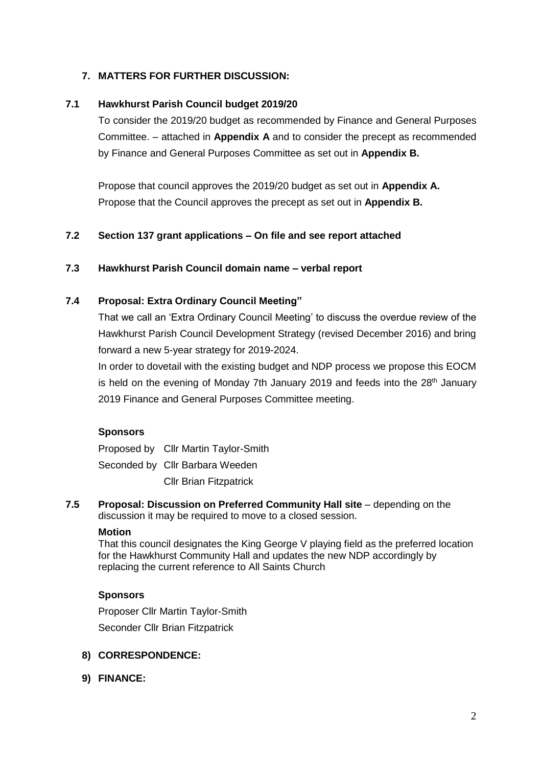## 7. MATTERS FOR FURTHER DISCUSSION:

### 7.1 Hawkhurst Parish Council budget 2019/20

To consider the 2019/20 budget as recommended by Finance and General Purposes Committee. – attached in **Appendix A** and to consider the precept as recommended by Finance and General Purposes Committee as set out in **Appendix B.**

Propose that council approves the 2019/20 budget as set out in **Appendix A.**
Propose that the Council approves the precept as set out in **Appendix B.**

### 7.2 Section 137 grant applications – On file and see report attached

### 7.3 Hawkhurst Parish Council domain name – verbal report

### 7.4 Proposal: Extra Ordinary Council Meeting"

That we call an 'Extra Ordinary Council Meeting' to discuss the overdue review of the Hawkhurst Parish Council Development Strategy (revised December 2016) and bring forward a new 5-year strategy for 2019-2024.

In order to dovetail with the existing budget and NDP process we propose this EOCM is held on the evening of Monday 7th January 2019 and feeds into the 28th January 2019 Finance and General Purposes Committee meeting.

**Sponsors**

Proposed by Cllr Martin Taylor-Smith
Seconded by Cllr Barbara Weeden
Cllr Brian Fitzpatrick

### 7.5 Proposal: Discussion on Preferred Community Hall site – depending on the discussion it may be required to move to a closed session.

**Motion**

That this council designates the King George V playing field as the preferred location for the Hawkhurst Community Hall and updates the new NDP accordingly by replacing the current reference to All Saints Church

**Sponsors**

Proposer Cllr Martin Taylor-Smith
Seconder Cllr Brian Fitzpatrick

## 8) CORRESPONDENCE:

## 9) FINANCE: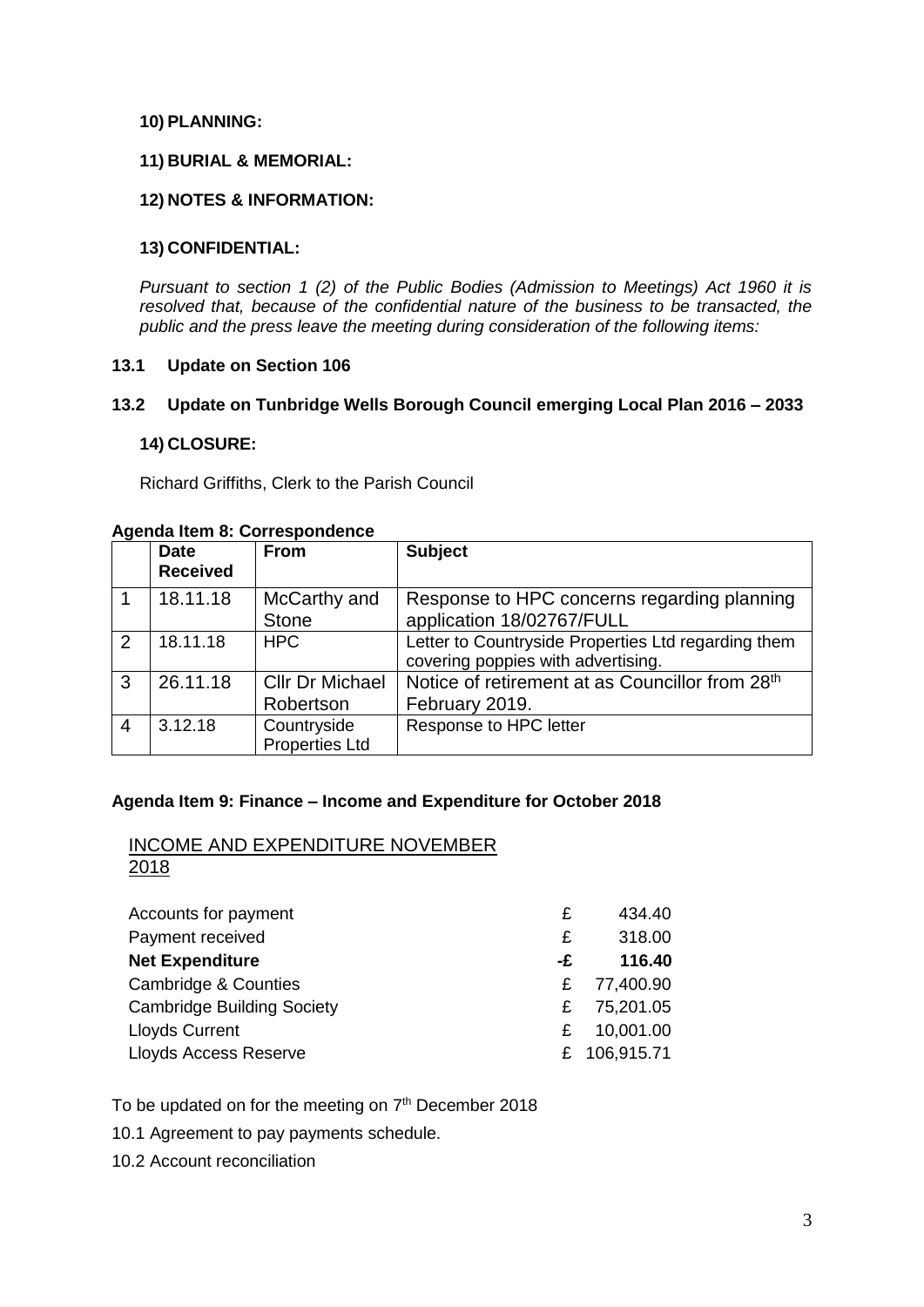**10) PLANNING:**

**11) BURIAL & MEMORIAL:**

**12) NOTES & INFORMATION:**

**13) CONFIDENTIAL:**

*Pursuant to section 1 (2) of the Public Bodies (Admission to Meetings) Act 1960 it is resolved that, because of the confidential nature of the business to be transacted, the public and the press leave the meeting during consideration of the following items:*

**13.1 Update on Section 106**

**13.2 Update on Tunbridge Wells Borough Council emerging Local Plan 2016 – 2033**

**14) CLOSURE:**

Richard Griffiths, Clerk to the Parish Council

**Agenda Item 8: Correspondence**

| | Date Received | From | Subject |
|---|---|---|---|
| 1 | 18.11.18 | McCarthy and Stone | Response to HPC concerns regarding planning application 18/02767/FULL |
| 2 | 18.11.18 | HPC | Letter to Countryside Properties Ltd regarding them covering poppies with advertising. |
| 3 | 26.11.18 | Cllr Dr Michael Robertson | Notice of retirement at as Councillor from 28th February 2019. |
| 4 | 3.12.18 | Countryside Properties Ltd | Response to HPC letter |

**Agenda Item 9: Finance – Income and Expenditure for October 2018**

INCOME AND EXPENDITURE NOVEMBER 2018

| | | |
|---|---|---|
| Accounts for payment | £ | 434.40 |
| Payment received | £ | 318.00 |
| **Net Expenditure** | **-£** | **116.40** |
| Cambridge & Counties | £ | 77,400.90 |
| Cambridge Building Society | £ | 75,201.05 |
| Lloyds Current | £ | 10,001.00 |
| Lloyds Access Reserve | £ | 106,915.71 |

To be updated on for the meeting on 7th December 2018

10.1 Agreement to pay payments schedule.

10.2 Account reconciliation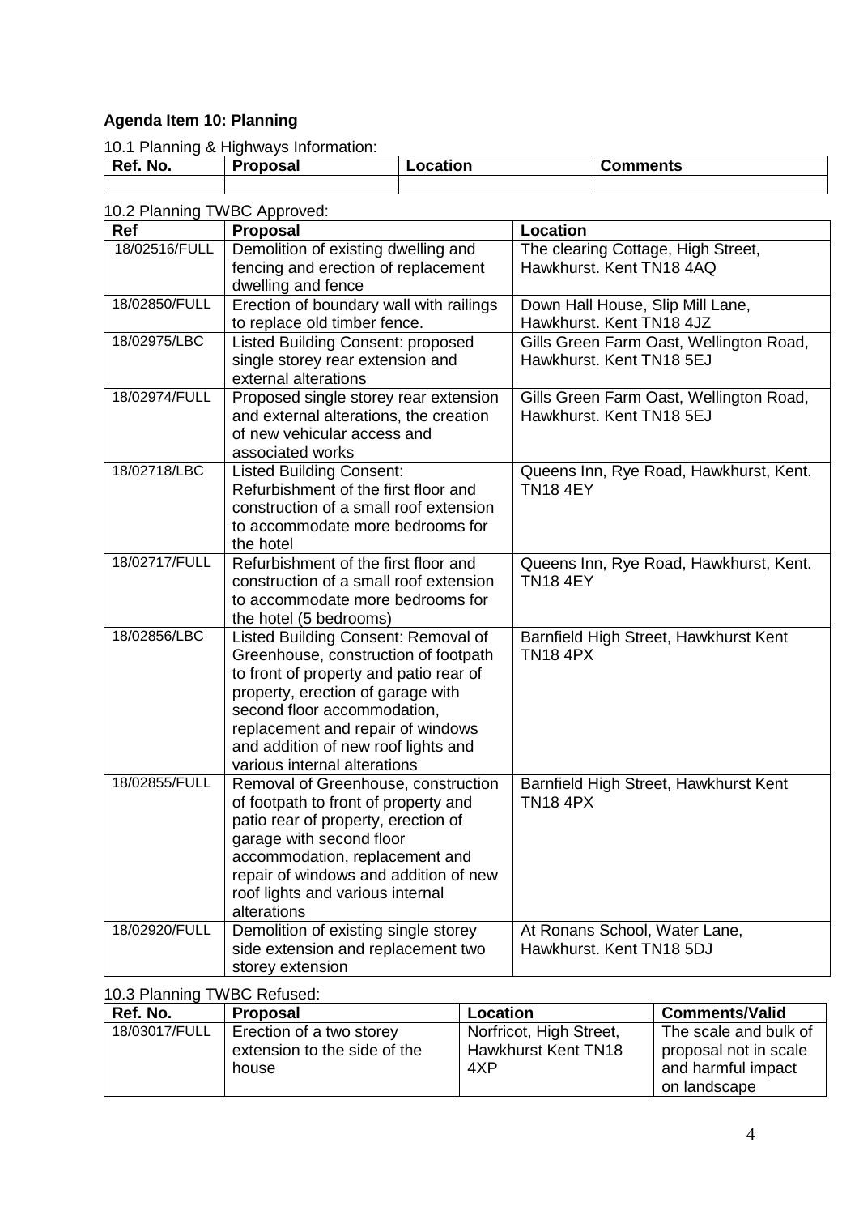**Agenda Item 10: Planning**

10.1 Planning & Highways Information:

| Ref. No. | Proposal | Location | Comments |
|---|---|---|---|
| | | | |

10.2 Planning TWBC Approved:

| Ref | Proposal | Location |
|---|---|---|
| 18/02516/FULL | Demolition of existing dwelling and fencing and erection of replacement dwelling and fence | The clearing Cottage, High Street, Hawkhurst. Kent TN18 4AQ |
| 18/02850/FULL | Erection of boundary wall with railings to replace old timber fence. | Down Hall House, Slip Mill Lane, Hawkhurst. Kent TN18 4JZ |
| 18/02975/LBC | Listed Building Consent: proposed single storey rear extension and external alterations | Gills Green Farm Oast, Wellington Road, Hawkhurst. Kent TN18 5EJ |
| 18/02974/FULL | Proposed single storey rear extension and external alterations, the creation of new vehicular access and associated works | Gills Green Farm Oast, Wellington Road, Hawkhurst. Kent TN18 5EJ |
| 18/02718/LBC | Listed Building Consent: Refurbishment of the first floor and construction of a small roof extension to accommodate more bedrooms for the hotel | Queens Inn, Rye Road, Hawkhurst, Kent. TN18 4EY |
| 18/02717/FULL | Refurbishment of the first floor and construction of a small roof extension to accommodate more bedrooms for the hotel (5 bedrooms) | Queens Inn, Rye Road, Hawkhurst, Kent. TN18 4EY |
| 18/02856/LBC | Listed Building Consent: Removal of Greenhouse, construction of footpath to front of property and patio rear of property, erection of garage with second floor accommodation, replacement and repair of windows and addition of new roof lights and various internal alterations | Barnfield High Street, Hawkhurst Kent TN18 4PX |
| 18/02855/FULL | Removal of Greenhouse, construction of footpath to front of property and patio rear of property, erection of garage with second floor accommodation, replacement and repair of windows and addition of new roof lights and various internal alterations | Barnfield High Street, Hawkhurst Kent TN18 4PX |
| 18/02920/FULL | Demolition of existing single storey side extension and replacement two storey extension | At Ronans School, Water Lane, Hawkhurst. Kent TN18 5DJ |

10.3 Planning TWBC Refused:

| Ref. No. | Proposal | Location | Comments/Valid |
|---|---|---|---|
| 18/03017/FULL | Erection of a two storey extension to the side of the house | Norfricot, High Street, Hawkhurst Kent TN18 4XP | The scale and bulk of proposal not in scale and harmful impact on landscape |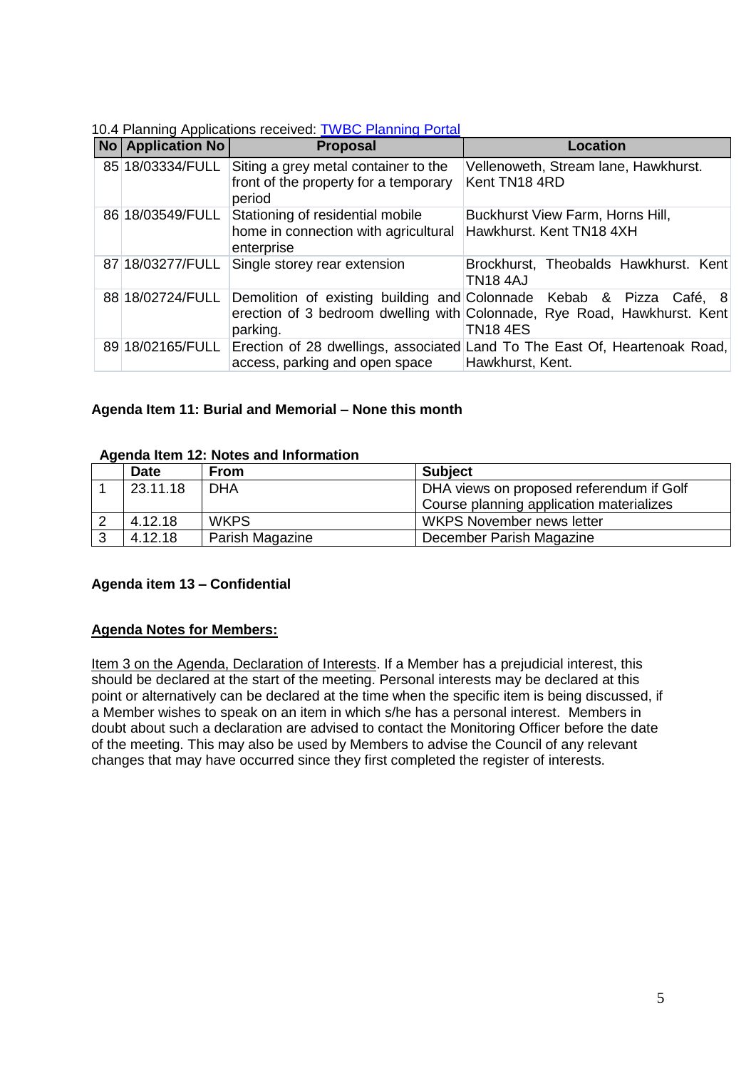10.4 Planning Applications received: [TWBC Planning Portal]

| No | Application No | Proposal | Location |
|---|---|---|---|
| 85 | 18/03334/FULL | Siting a grey metal container to the front of the property for a temporary period | Vellenoweth, Stream lane, Hawkhurst. Kent TN18 4RD |
| 86 | 18/03549/FULL | Stationing of residential mobile home in connection with agricultural enterprise | Buckhurst View Farm, Horns Hill, Hawkhurst. Kent TN18 4XH |
| 87 | 18/03277/FULL | Single storey rear extension | Brockhurst, Theobalds Hawkhurst. Kent TN18 4AJ |
| 88 | 18/02724/FULL | Demolition of existing building and erection of 3 bedroom dwelling with parking. | Colonnade Kebab & Pizza Café, 8 Colonnade, Rye Road, Hawkhurst. Kent TN18 4ES |
| 89 | 18/02165/FULL | Erection of 28 dwellings, associated access, parking and open space | Land To The East Of, Heartenoak Road, Hawkhurst, Kent. |

**Agenda Item 11: Burial and Memorial – None this month**

**Agenda Item 12: Notes and Information**

| | Date | From | Subject |
|---|---|---|---|
| 1 | 23.11.18 | DHA | DHA views on proposed referendum if Golf Course planning application materializes |
| 2 | 4.12.18 | WKPS | WKPS November news letter |
| 3 | 4.12.18 | Parish Magazine | December Parish Magazine |

**Agenda item 13 – Confidential**

**Agenda Notes for Members:**

Item 3 on the Agenda, Declaration of Interests. If a Member has a prejudicial interest, this should be declared at the start of the meeting. Personal interests may be declared at this point or alternatively can be declared at the time when the specific item is being discussed, if a Member wishes to speak on an item in which s/he has a personal interest. Members in doubt about such a declaration are advised to contact the Monitoring Officer before the date of the meeting. This may also be used by Members to advise the Council of any relevant changes that may have occurred since they first completed the register of interests.